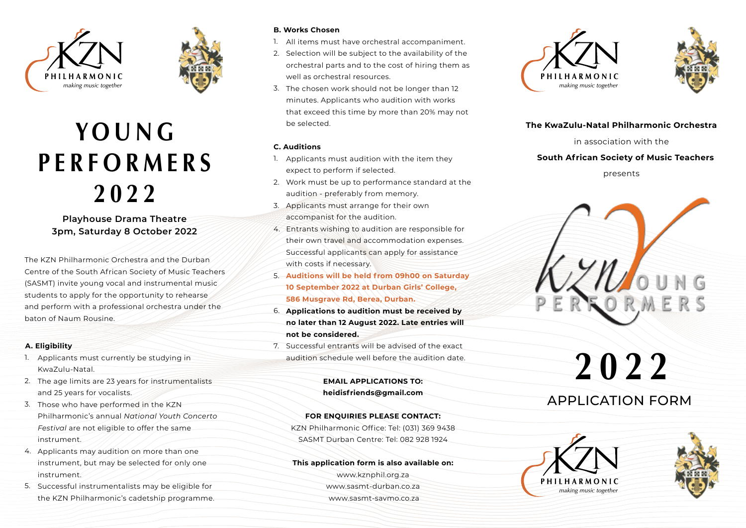# YOUNG PERFORMERS 2022

**Playhouse Drama Theatre**
**3pm, Saturday 8 October 2022**

The KZN Philharmonic Orchestra and the Durban Centre of the South African Society of Music Teachers (SASMT) invite young vocal and instrumental music students to apply for the opportunity to rehearse and perform with a professional orchestra under the baton of Naum Rousine.

### A. Eligibility

1. Applicants must currently be studying in KwaZulu-Natal.
2. The age limits are 23 years for instrumentalists and 25 years for vocalists.
3. Those who have performed in the KZN Philharmonic's annual *National Youth Concerto Festival* are not eligible to offer the same instrument.
4. Applicants may audition on more than one instrument, but may be selected for only one instrument.
5. Successful instrumentalists may be eligible for the KZN Philharmonic's cadetship programme.

### B. Works Chosen

1. All items must have orchestral accompaniment.
2. Selection will be subject to the availability of the orchestral parts and to the cost of hiring them as well as orchestral resources.
3. The chosen work should not be longer than 12 minutes. Applicants who audition with works that exceed this time by more than 20% may not be selected.

### C. Auditions

1. Applicants must audition with the item they expect to perform if selected.
2. Work must be up to performance standard at the audition - preferably from memory.
3. Applicants must arrange for their own accompanist for the audition.
4. Entrants wishing to audition are responsible for their own travel and accommodation expenses. Successful applicants can apply for assistance with costs if necessary.
5. **Auditions will be held from 09h00 on Saturday 10 September 2022 at Durban Girls' College, 586 Musgrave Rd, Berea, Durban.**
6. **Applications to audition must be received by no later than 12 August 2022. Late entries will not be considered.**
7. Successful entrants will be advised of the exact audition schedule well before the audition date.

**EMAIL APPLICATIONS TO:**
**heidisfriends@gmail.com**

**FOR ENQUIRIES PLEASE CONTACT:**
KZN Philharmonic Office: Tel: (031) 369 9438
SASMT Durban Centre: Tel: 082 928 1924

**This application form is also available on:**
www.kznphil.org.za
www.sasmt-durban.co.za
www.sasmt-savmo.co.za

**The KwaZulu-Natal Philharmonic Orchestra**

in association with the

**South African Society of Music Teachers**

presents

# KZN YOUNG PERFORMERS 2022

## APPLICATION FORM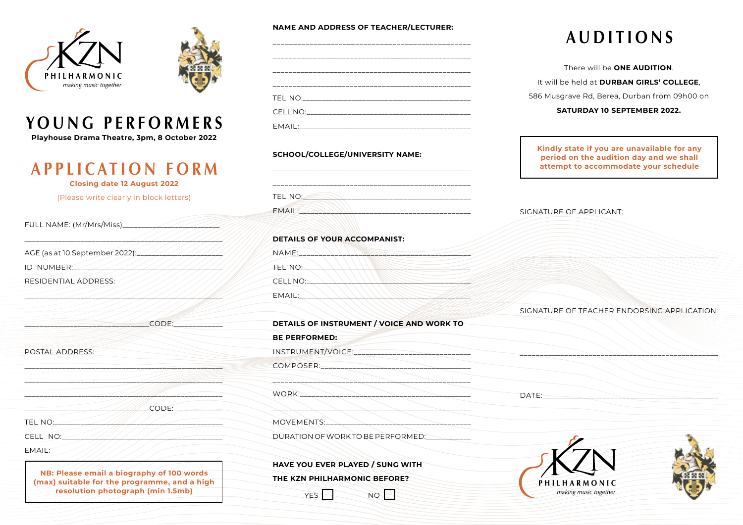KZN PHILHARMONIC
making music together

# YOUNG PERFORMERS

**Playhouse Drama Theatre, 3pm, 8 October 2022**

## APPLICATION FORM

**Closing date 12 August 2022**

(Please write clearly in block letters)

FULL NAME: (Mr/Mrs/Miss)__________________________

__________________________________________________

AGE (as at 10 September 2022):______________________

ID NUMBER:_______________________________________

RESIDENTIAL ADDRESS:

__________________________________________________

__________________________________________________

______________________________CODE:_____________

POSTAL ADDRESS:

__________________________________________________

__________________________________________________

__________________________________________________

______________________________CODE:_____________

TEL NO:___________________________________________

CELL NO:__________________________________________

EMAIL:____________________________________________

**NB: Please email a biography of 100 words (max) suitable for the programme, and a high resolution photograph (min 1.5mb)**

**NAME AND ADDRESS OF TEACHER/LECTURER:**

__________________________________________________

__________________________________________________

__________________________________________________

__________________________________________________

TEL NO:___________________________________________

CELL NO:__________________________________________

EMAIL:____________________________________________

**SCHOOL/COLLEGE/UNIVERSITY NAME:**

__________________________________________________

__________________________________________________

TEL NO:___________________________________________

EMAIL:____________________________________________

**DETAILS OF YOUR ACCOMPANIST:**

NAME:_____________________________________________

TEL NO:___________________________________________

CELL NO:__________________________________________

EMAIL:____________________________________________

**DETAILS OF INSTRUMENT / VOICE AND WORK TO BE PERFORMED:**

INSTRUMENT/VOICE:_________________________________

COMPOSER:_________________________________________

__________________________________________________

WORK:_____________________________________________

__________________________________________________

MOVEMENTS:________________________________________

DURATION OF WORK TO BE PERFORMED:___________

**HAVE YOU EVER PLAYED / SUNG WITH THE KZN PHILHARMONIC BEFORE?**

YES ☐ NO ☐

# AUDITIONS

There will be **ONE AUDITION**.

It will be held at **DURBAN GIRLS' COLLEGE**,

586 Musgrave Rd, Berea, Durban from 09h00 on

**SATURDAY 10 SEPTEMBER 2022.**

**Kindly state if you are unavailable for any period on the audition day and we shall attempt to accommodate your schedule**

SIGNATURE OF APPLICANT:

__________________________________________________

SIGNATURE OF TEACHER ENDORSING APPLICATION:

__________________________________________________

DATE:_____________________________________________

KZN PHILHARMONIC
making music together